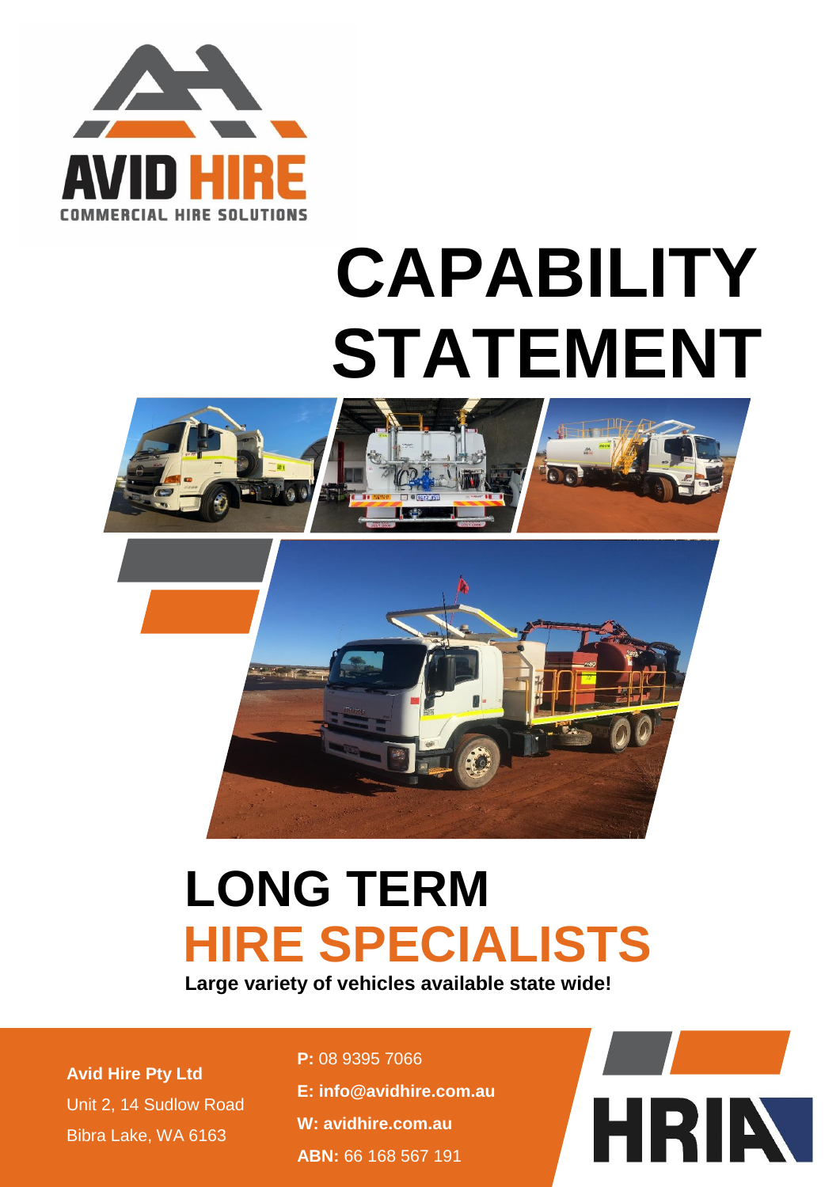AVID HIRE

COMMERCIAL HIRE SOLUTIONS

# CAPABILITY STATEMENT

# LONG TERM HIRE SPECIALISTS

**Large variety of vehicles available state wide!**

**Avid Hire Pty Ltd**
Unit 2, 14 Sudlow Road
Bibra Lake, WA 6163

**P:** 08 9395 7066
**E: info@avidhire.com.au**
**W: avidhire.com.au**
**ABN:** 66 168 567 191

HRIA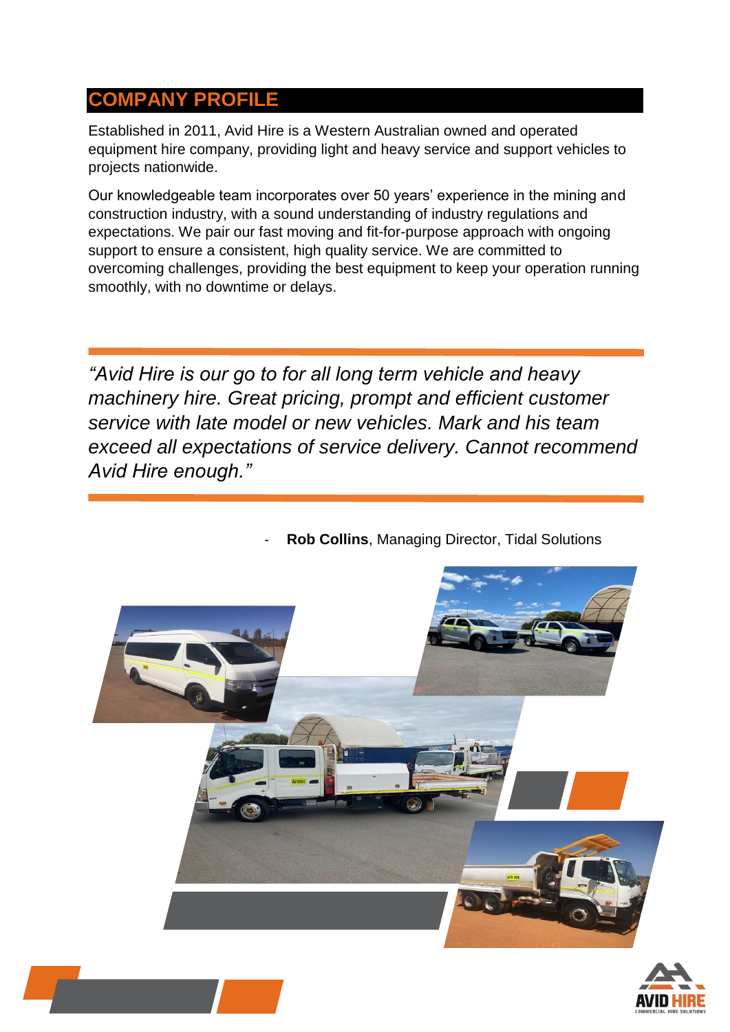## COMPANY PROFILE

Established in 2011, Avid Hire is a Western Australian owned and operated equipment hire company, providing light and heavy service and support vehicles to projects nationwide.

Our knowledgeable team incorporates over 50 years' experience in the mining and construction industry, with a sound understanding of industry regulations and expectations. We pair our fast moving and fit-for-purpose approach with ongoing support to ensure a consistent, high quality service. We are committed to overcoming challenges, providing the best equipment to keep your operation running smoothly, with no downtime or delays.

*"Avid Hire is our go to for all long term vehicle and heavy machinery hire. Great pricing, prompt and efficient customer service with late model or new vehicles. Mark and his team exceed all expectations of service delivery. Cannot recommend Avid Hire enough."*

- **Rob Collins**, Managing Director, Tidal Solutions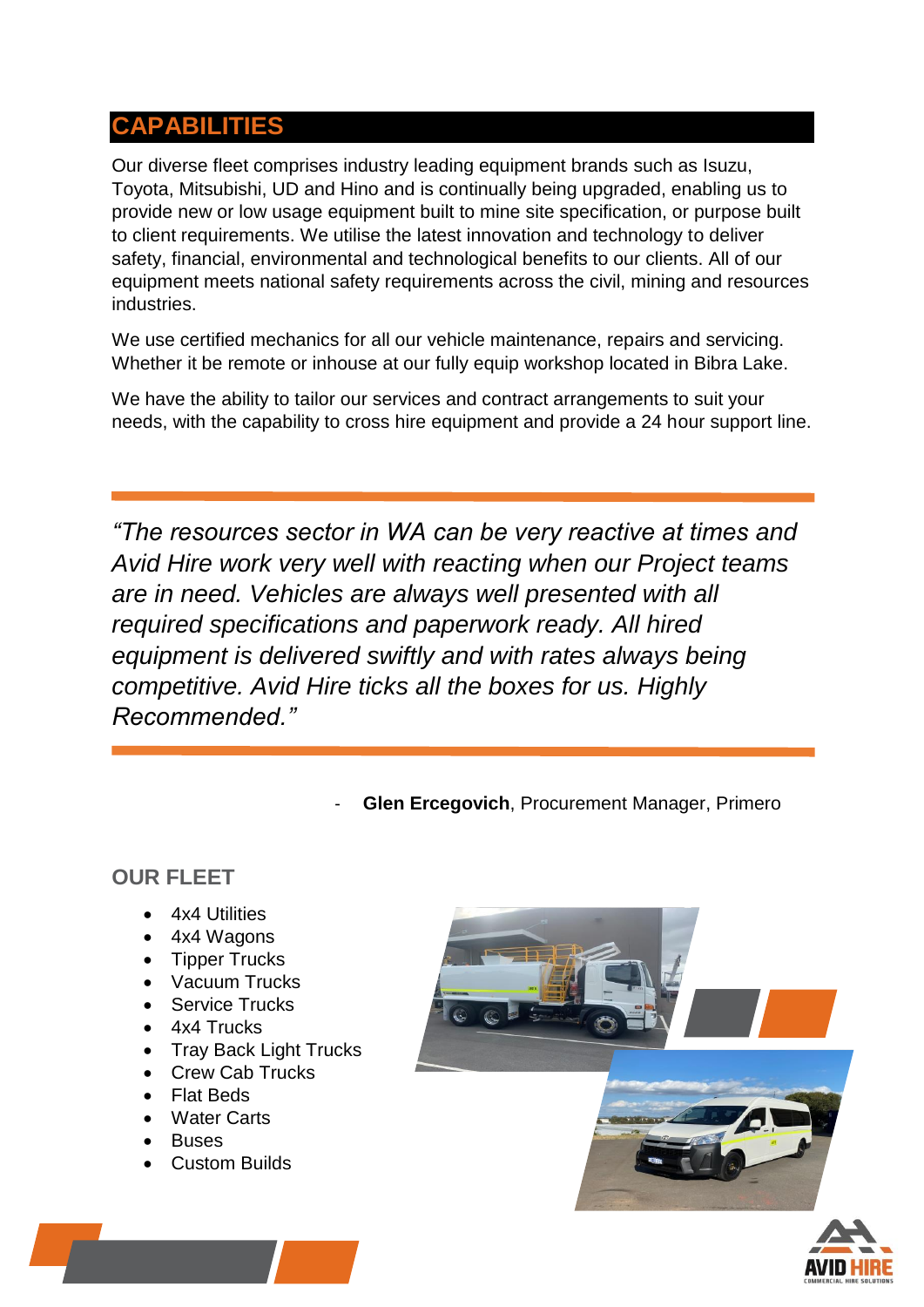## CAPABILITIES

Our diverse fleet comprises industry leading equipment brands such as Isuzu, Toyota, Mitsubishi, UD and Hino and is continually being upgraded, enabling us to provide new or low usage equipment built to mine site specification, or purpose built to client requirements. We utilise the latest innovation and technology to deliver safety, financial, environmental and technological benefits to our clients. All of our equipment meets national safety requirements across the civil, mining and resources industries.

We use certified mechanics for all our vehicle maintenance, repairs and servicing. Whether it be remote or inhouse at our fully equip workshop located in Bibra Lake.

We have the ability to tailor our services and contract arrangements to suit your needs, with the capability to cross hire equipment and provide a 24 hour support line.

*"The resources sector in WA can be very reactive at times and Avid Hire work very well with reacting when our Project teams are in need. Vehicles are always well presented with all required specifications and paperwork ready. All hired equipment is delivered swiftly and with rates always being competitive. Avid Hire ticks all the boxes for us. Highly Recommended."*

- **Glen Ercegovich**, Procurement Manager, Primero

### OUR FLEET

- 4x4 Utilities
- 4x4 Wagons
- Tipper Trucks
- Vacuum Trucks
- Service Trucks
- 4x4 Trucks
- Tray Back Light Trucks
- Crew Cab Trucks
- Flat Beds
- Water Carts
- Buses
- Custom Builds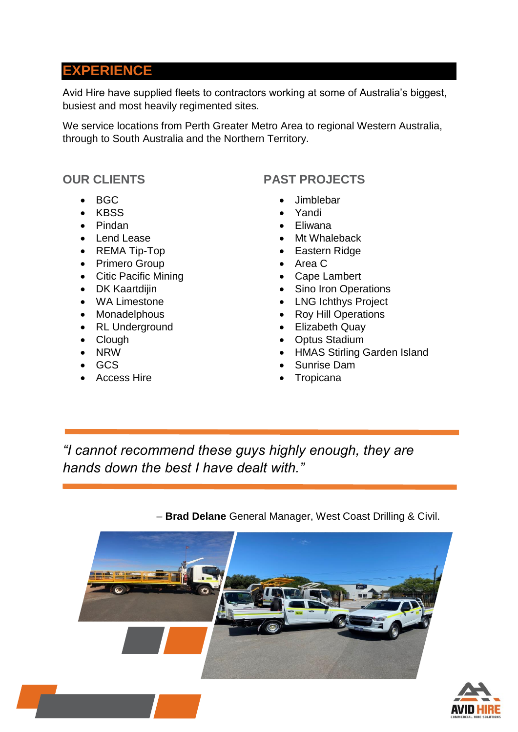## EXPERIENCE

Avid Hire have supplied fleets to contractors working at some of Australia's biggest, busiest and most heavily regimented sites.

We service locations from Perth Greater Metro Area to regional Western Australia, through to South Australia and the Northern Territory.

### OUR CLIENTS

- BGC
- KBSS
- Pindan
- Lend Lease
- REMA Tip-Top
- Primero Group
- Citic Pacific Mining
- DK Kaartdijin
- WA Limestone
- Monadelphous
- RL Underground
- Clough
- NRW
- GCS
- Access Hire

### PAST PROJECTS

- Jimblebar
- Yandi
- Eliwana
- Mt Whaleback
- Eastern Ridge
- Area C
- Cape Lambert
- Sino Iron Operations
- LNG Ichthys Project
- Roy Hill Operations
- Elizabeth Quay
- Optus Stadium
- HMAS Stirling Garden Island
- Sunrise Dam
- Tropicana

*"I cannot recommend these guys highly enough, they are hands down the best I have dealt with."*

– **Brad Delane** General Manager, West Coast Drilling & Civil.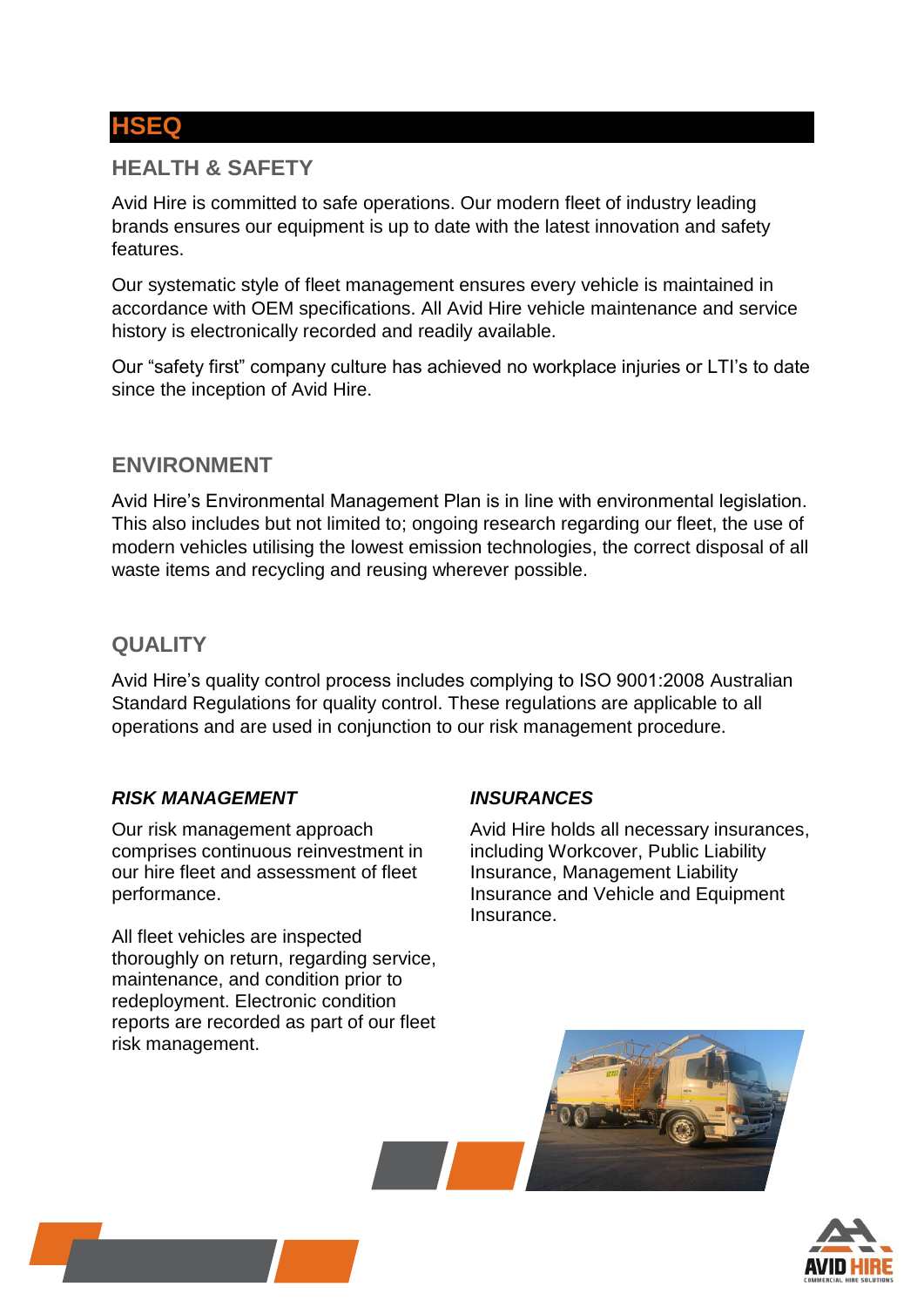# HSEQ

## HEALTH & SAFETY

Avid Hire is committed to safe operations. Our modern fleet of industry leading brands ensures our equipment is up to date with the latest innovation and safety features.

Our systematic style of fleet management ensures every vehicle is maintained in accordance with OEM specifications. All Avid Hire vehicle maintenance and service history is electronically recorded and readily available.

Our "safety first" company culture has achieved no workplace injuries or LTI's to date since the inception of Avid Hire.

## ENVIRONMENT

Avid Hire's Environmental Management Plan is in line with environmental legislation. This also includes but not limited to; ongoing research regarding our fleet, the use of modern vehicles utilising the lowest emission technologies, the correct disposal of all waste items and recycling and reusing wherever possible.

## QUALITY

Avid Hire's quality control process includes complying to ISO 9001:2008 Australian Standard Regulations for quality control. These regulations are applicable to all operations and are used in conjunction to our risk management procedure.

### *RISK MANAGEMENT*

Our risk management approach comprises continuous reinvestment in our hire fleet and assessment of fleet performance.

All fleet vehicles are inspected thoroughly on return, regarding service, maintenance, and condition prior to redeployment. Electronic condition reports are recorded as part of our fleet risk management.

### *INSURANCES*

Avid Hire holds all necessary insurances, including Workcover, Public Liability Insurance, Management Liability Insurance and Vehicle and Equipment Insurance.